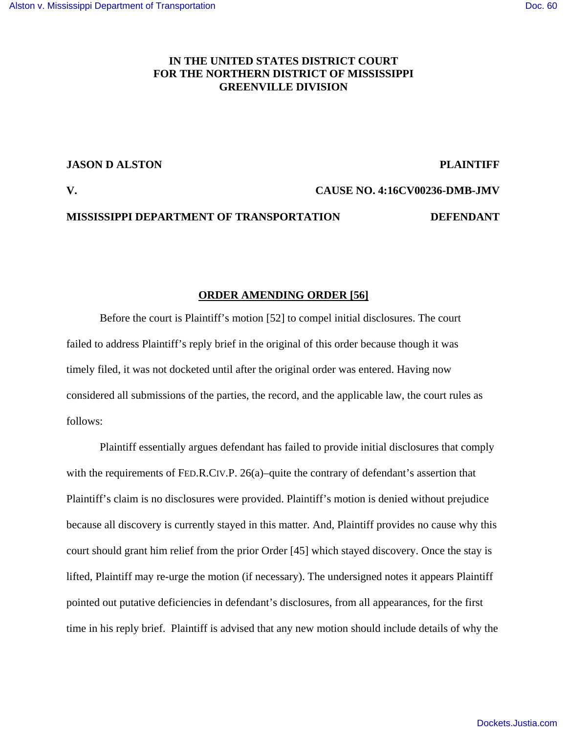**IN THE UNITED STATES DISTRICT COURT**
**FOR THE NORTHERN DISTRICT OF MISSISSIPPI**
**GREENVILLE DIVISION**

**JASON D ALSTON** **PLAINTIFF**

**V.** **CAUSE NO. 4:16CV00236-DMB-JMV**

**MISSISSIPPI DEPARTMENT OF TRANSPORTATION** **DEFENDANT**

**ORDER AMENDING ORDER [56]**

Before the court is Plaintiff's motion [52] to compel initial disclosures. The court failed to address Plaintiff's reply brief in the original of this order because though it was timely filed, it was not docketed until after the original order was entered. Having now considered all submissions of the parties, the record, and the applicable law, the court rules as follows:

Plaintiff essentially argues defendant has failed to provide initial disclosures that comply with the requirements of FED.R.CIV.P. 26(a)–quite the contrary of defendant's assertion that Plaintiff's claim is no disclosures were provided. Plaintiff's motion is denied without prejudice because all discovery is currently stayed in this matter. And, Plaintiff provides no cause why this court should grant him relief from the prior Order [45] which stayed discovery. Once the stay is lifted, Plaintiff may re-urge the motion (if necessary). The undersigned notes it appears Plaintiff pointed out putative deficiencies in defendant's disclosures, from all appearances, for the first time in his reply brief. Plaintiff is advised that any new motion should include details of why the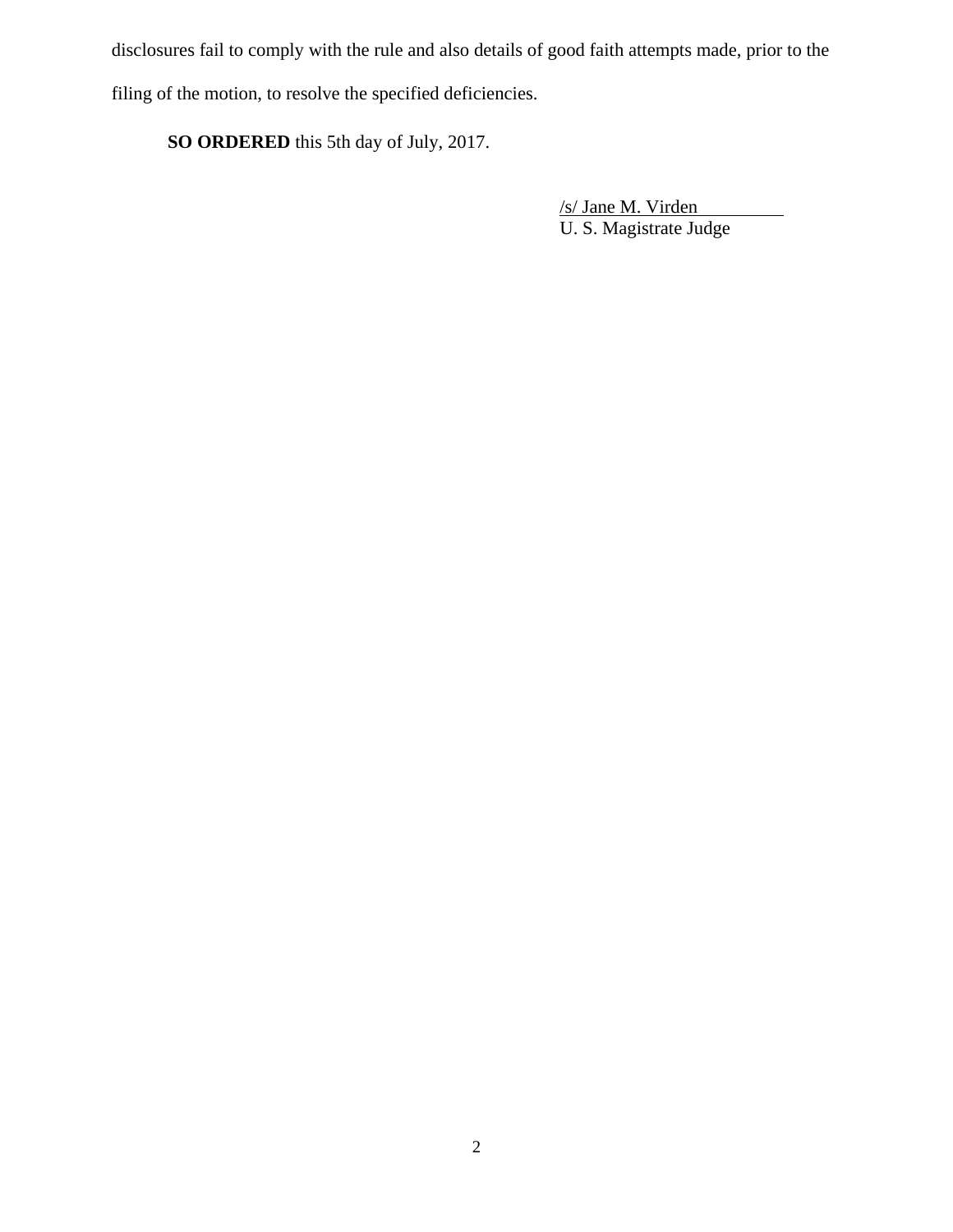disclosures fail to comply with the rule and also details of good faith attempts made, prior to the filing of the motion, to resolve the specified deficiencies.

**SO ORDERED** this 5th day of July, 2017.

/s/ Jane M. Virden
U. S. Magistrate Judge